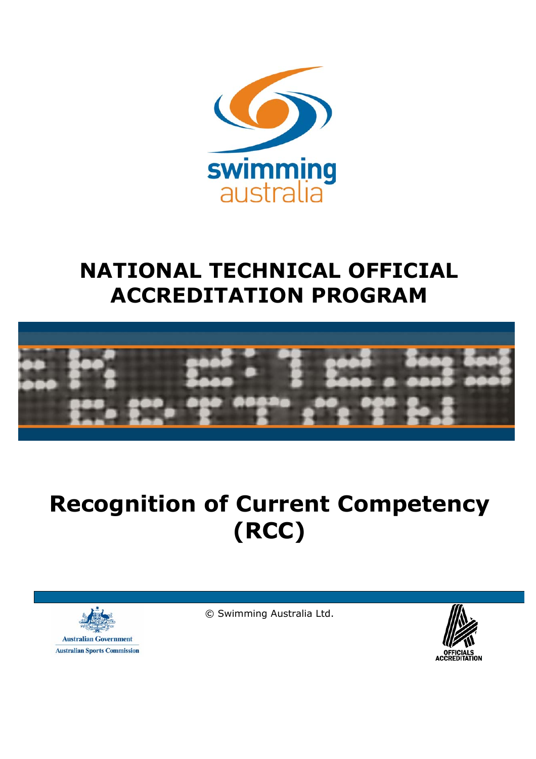swimming australia

# NATIONAL TECHNICAL OFFICIAL ACCREDITATION PROGRAM

# Recognition of Current Competency (RCC)

Australian Government
Australian Sports Commission

© Swimming Australia Ltd.

OFFICIALS ACCREDITATION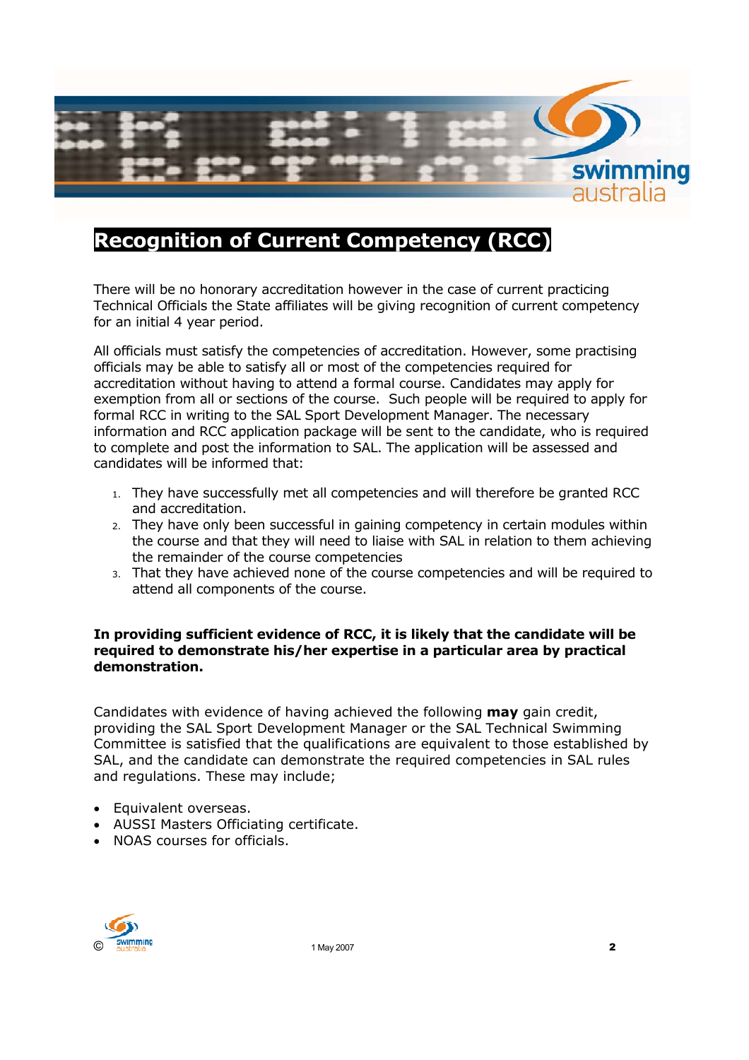# Recognition of Current Competency (RCC)

There will be no honorary accreditation however in the case of current practicing Technical Officials the State affiliates will be giving recognition of current competency for an initial 4 year period.

All officials must satisfy the competencies of accreditation. However, some practising officials may be able to satisfy all or most of the competencies required for accreditation without having to attend a formal course. Candidates may apply for exemption from all or sections of the course. Such people will be required to apply for formal RCC in writing to the SAL Sport Development Manager. The necessary information and RCC application package will be sent to the candidate, who is required to complete and post the information to SAL. The application will be assessed and candidates will be informed that:

1. They have successfully met all competencies and will therefore be granted RCC and accreditation.
2. They have only been successful in gaining competency in certain modules within the course and that they will need to liaise with SAL in relation to them achieving the remainder of the course competencies
3. That they have achieved none of the course competencies and will be required to attend all components of the course.

**In providing sufficient evidence of RCC, it is likely that the candidate will be required to demonstrate his/her expertise in a particular area by practical demonstration.**

Candidates with evidence of having achieved the following **may** gain credit, providing the SAL Sport Development Manager or the SAL Technical Swimming Committee is satisfied that the qualifications are equivalent to those established by SAL, and the candidate can demonstrate the required competencies in SAL rules and regulations. These may include;

- Equivalent overseas.
- AUSSI Masters Officiating certificate.
- NOAS courses for officials.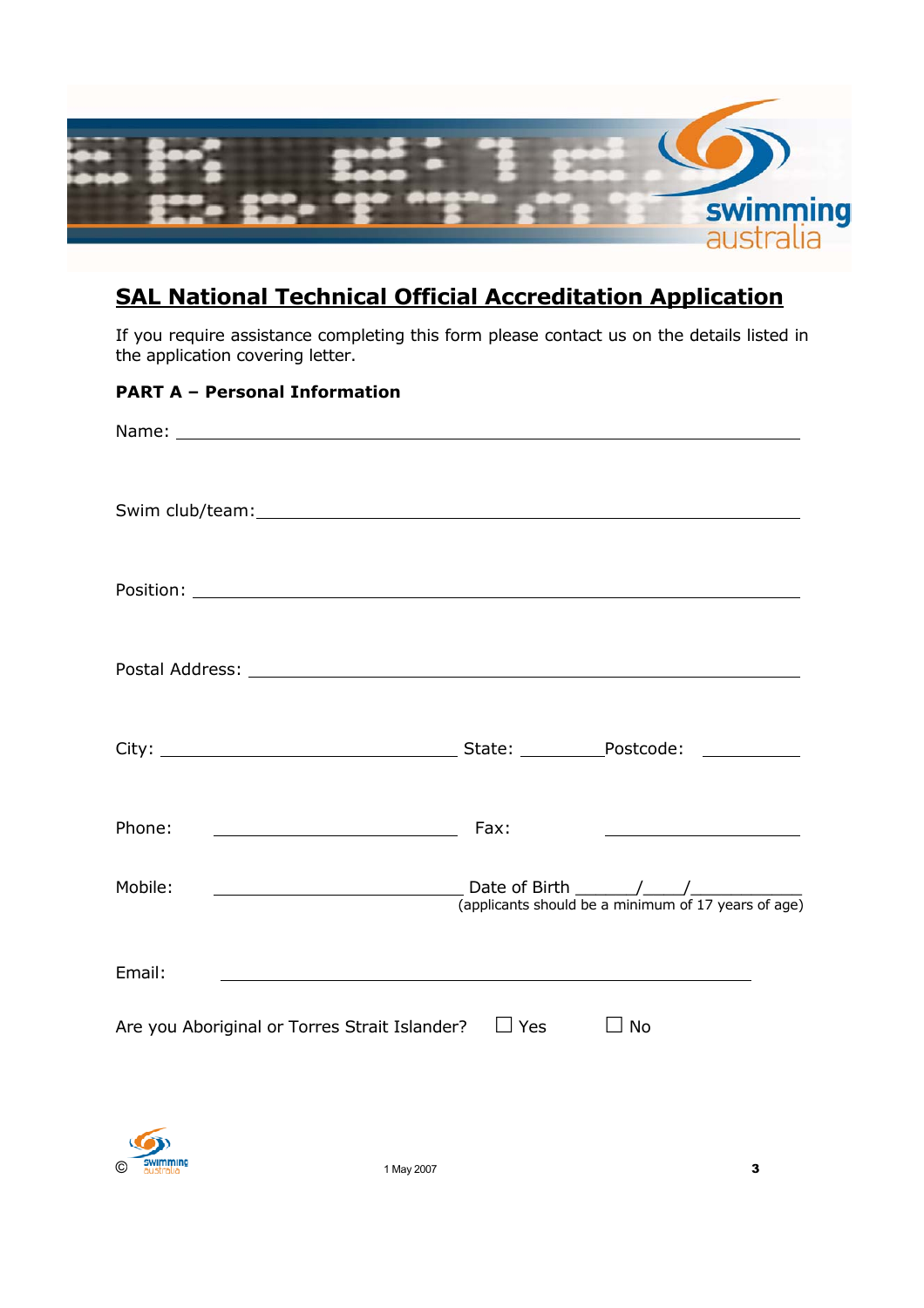# SAL National Technical Official Accreditation Application

If you require assistance completing this form please contact us on the details listed in the application covering letter.

**PART A – Personal Information**

Name: ______________________________________________________________

Swim club/team: ______________________________________________________

Position: ____________________________________________________________

Postal Address: ______________________________________________________

City: ____________________________ State: ________ Postcode: __________

Phone: ________________________ Fax: ____________________

Mobile: ________________________ Date of Birth ______/____/__________
(applicants should be a minimum of 17 years of age)

Email: ________________________________________________

Are you Aboriginal or Torres Strait Islander? ☐ Yes ☐ No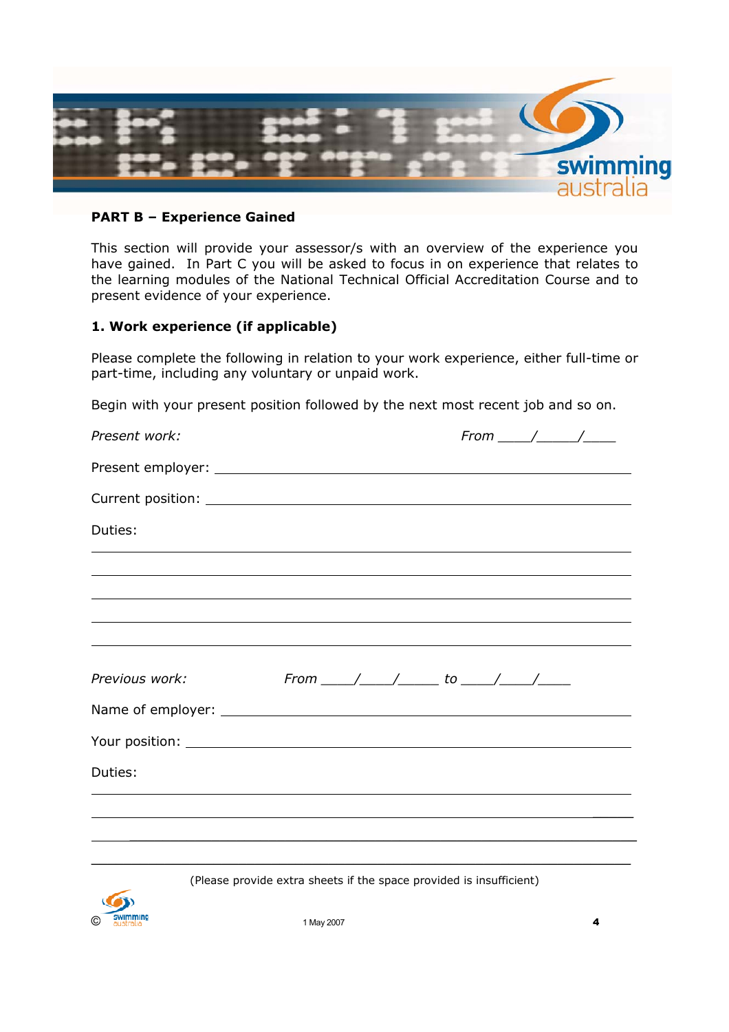**PART B – Experience Gained**

This section will provide your assessor/s with an overview of the experience you have gained. In Part C you will be asked to focus in on experience that relates to the learning modules of the National Technical Official Accreditation Course and to present evidence of your experience.

**1. Work experience (if applicable)**

Please complete the following in relation to your work experience, either full-time or part-time, including any voluntary or unpaid work.

Begin with your present position followed by the next most recent job and so on.

*Present work:* *From* ____/_____/____

Present employer: ______________________________________________

Current position: ______________________________________________

Duties:

______________________________________________________________

______________________________________________________________

______________________________________________________________

______________________________________________________________

______________________________________________________________

*Previous work:* *From* ____/____/_____ *to* ____/____/____

Name of employer: ______________________________________________

Your position: ______________________________________________

Duties:

______________________________________________________________

______________________________________________________________

______________________________________________________________

______________________________________________________________

(Please provide extra sheets if the space provided is insufficient)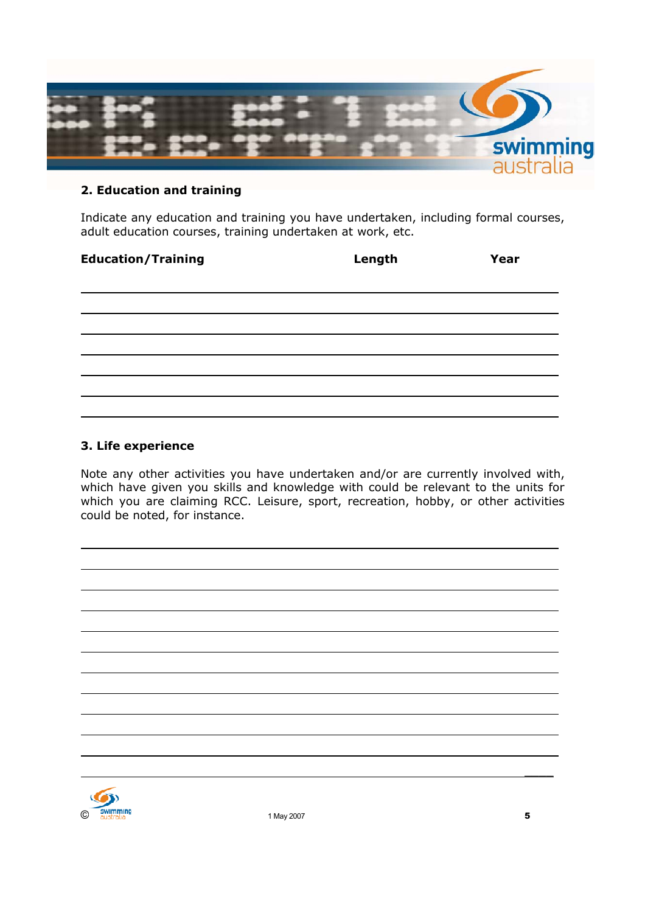## 2. Education and training

Indicate any education and training you have undertaken, including formal courses, adult education courses, training undertaken at work, etc.

| Education/Training | Length | Year |
| --- | --- | --- |
| | | |
| | | |
| | | |
| | | |
| | | |
| | | |

## 3. Life experience

Note any other activities you have undertaken and/or are currently involved with, which have given you skills and knowledge with could be relevant to the units for which you are claiming RCC. Leisure, sport, recreation, hobby, or other activities could be noted, for instance.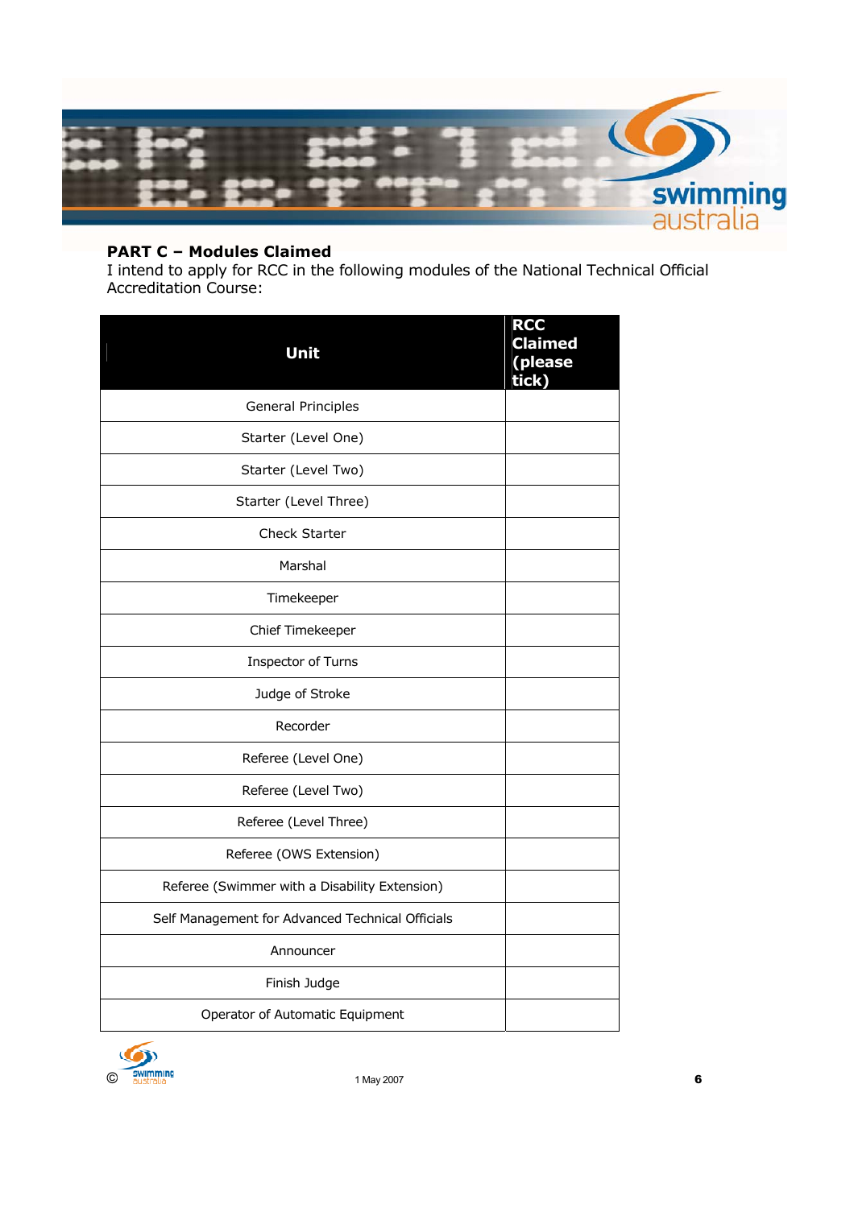## PART C – Modules Claimed

I intend to apply for RCC in the following modules of the National Technical Official Accreditation Course:

| Unit | RCC Claimed (please tick) |
|---|---|
| General Principles | |
| Starter (Level One) | |
| Starter (Level Two) | |
| Starter (Level Three) | |
| Check Starter | |
| Marshal | |
| Timekeeper | |
| Chief Timekeeper | |
| Inspector of Turns | |
| Judge of Stroke | |
| Recorder | |
| Referee (Level One) | |
| Referee (Level Two) | |
| Referee (Level Three) | |
| Referee (OWS Extension) | |
| Referee (Swimmer with a Disability Extension) | |
| Self Management for Advanced Technical Officials | |
| Announcer | |
| Finish Judge | |
| Operator of Automatic Equipment | |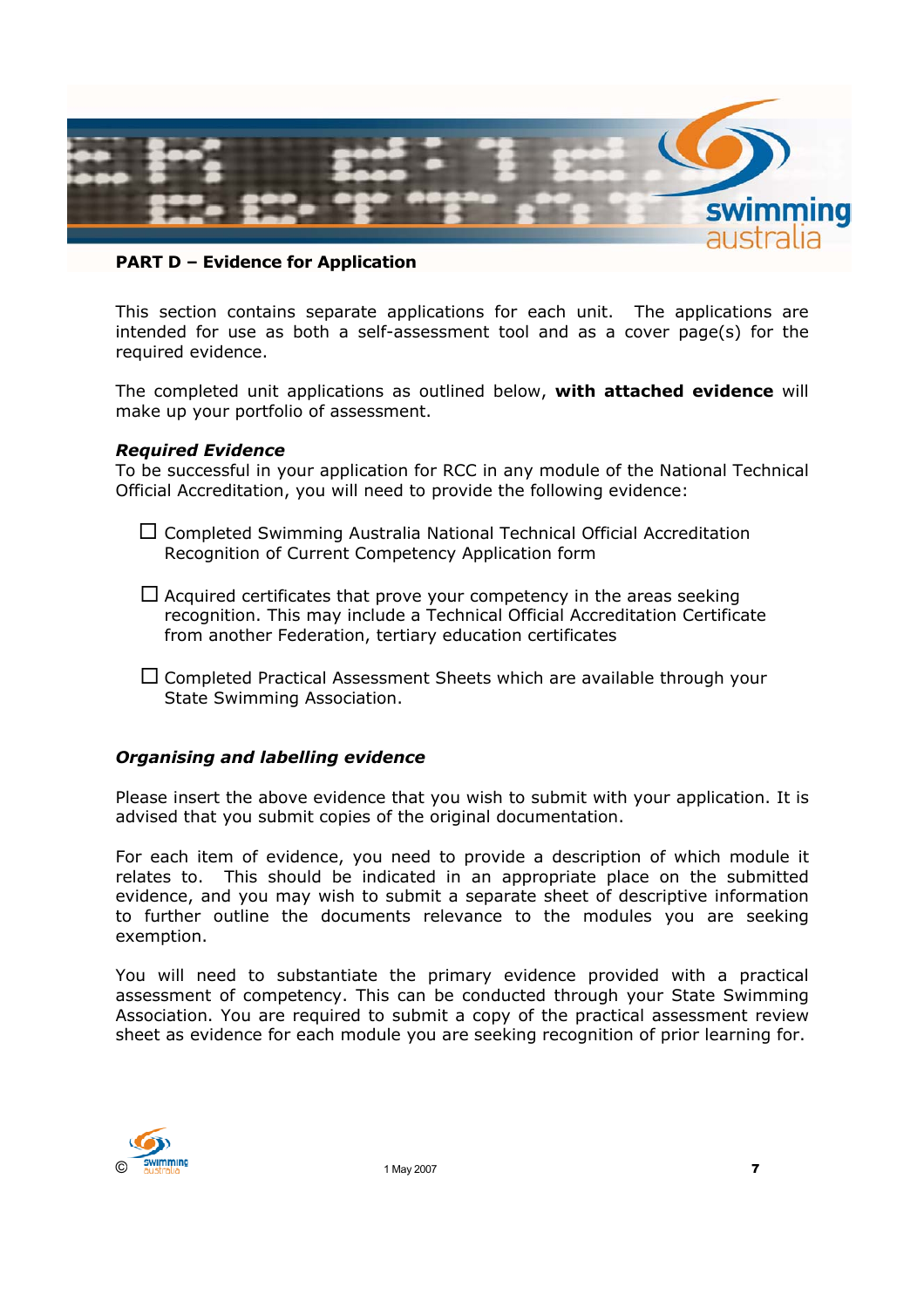## PART D – Evidence for Application

This section contains separate applications for each unit. The applications are intended for use as both a self-assessment tool and as a cover page(s) for the required evidence.

The completed unit applications as outlined below, **with attached evidence** will make up your portfolio of assessment.

***Required Evidence***

To be successful in your application for RCC in any module of the National Technical Official Accreditation, you will need to provide the following evidence:

- ☐ Completed Swimming Australia National Technical Official Accreditation Recognition of Current Competency Application form
- ☐ Acquired certificates that prove your competency in the areas seeking recognition. This may include a Technical Official Accreditation Certificate from another Federation, tertiary education certificates
- ☐ Completed Practical Assessment Sheets which are available through your State Swimming Association.

***Organising and labelling evidence***

Please insert the above evidence that you wish to submit with your application. It is advised that you submit copies of the original documentation.

For each item of evidence, you need to provide a description of which module it relates to. This should be indicated in an appropriate place on the submitted evidence, and you may wish to submit a separate sheet of descriptive information to further outline the documents relevance to the modules you are seeking exemption.

You will need to substantiate the primary evidence provided with a practical assessment of competency. This can be conducted through your State Swimming Association. You are required to submit a copy of the practical assessment review sheet as evidence for each module you are seeking recognition of prior learning for.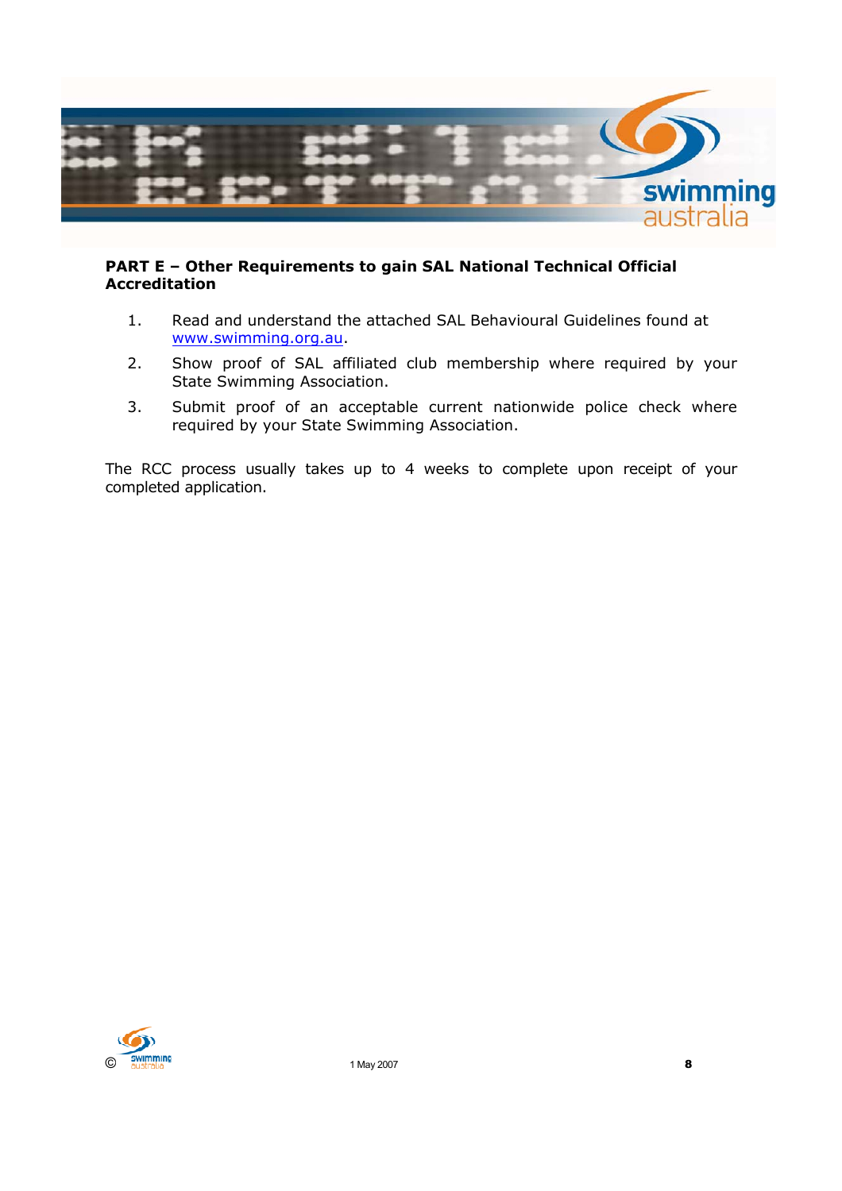**PART E – Other Requirements to gain SAL National Technical Official Accreditation**

1. Read and understand the attached SAL Behavioural Guidelines found at www.swimming.org.au.
2. Show proof of SAL affiliated club membership where required by your State Swimming Association.
3. Submit proof of an acceptable current nationwide police check where required by your State Swimming Association.

The RCC process usually takes up to 4 weeks to complete upon receipt of your completed application.